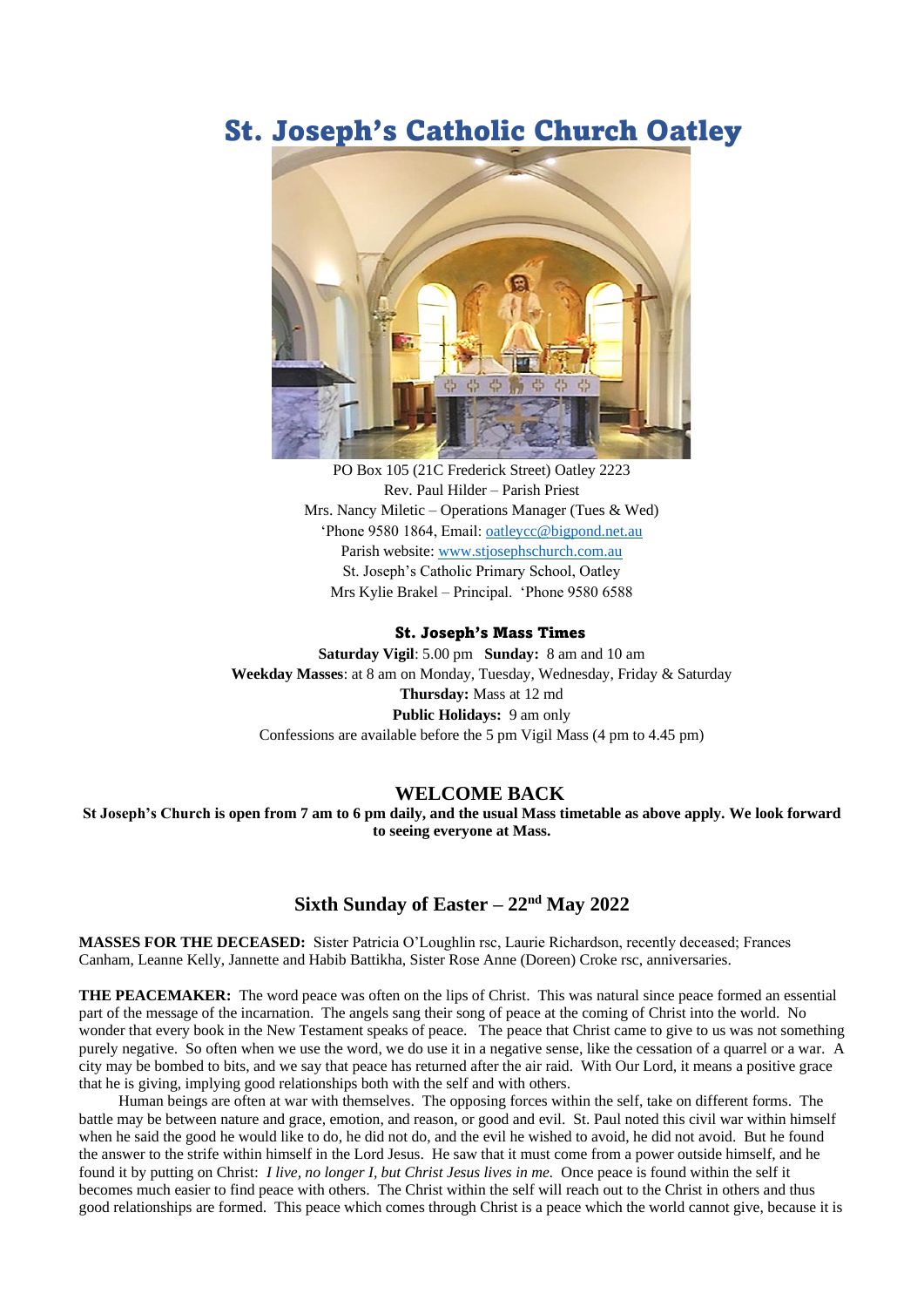# St. Joseph's Catholic Church Oatley

PO Box 105 (21C Frederick Street) Oatley 2223
Rev. Paul Hilder – Parish Priest
Mrs. Nancy Miletic – Operations Manager (Tues & Wed)
'Phone 9580 1864, Email: oatleycc@bigpond.net.au
Parish website: www.stjosephschurch.com.au
St. Joseph's Catholic Primary School, Oatley
Mrs Kylie Brakel – Principal. 'Phone 9580 6588

### St. Joseph's Mass Times

**Saturday Vigil**: 5.00 pm **Sunday:** 8 am and 10 am
**Weekday Masses**: at 8 am on Monday, Tuesday, Wednesday, Friday & Saturday
**Thursday:** Mass at 12 md
**Public Holidays:** 9 am only
Confessions are available before the 5 pm Vigil Mass (4 pm to 4.45 pm)

## WELCOME BACK

**St Joseph's Church is open from 7 am to 6 pm daily, and the usual Mass timetable as above apply. We look forward to seeing everyone at Mass.**

## Sixth Sunday of Easter – 22nd May 2022

**MASSES FOR THE DECEASED:** Sister Patricia O'Loughlin rsc, Laurie Richardson, recently deceased; Frances Canham, Leanne Kelly, Jannette and Habib Battikha, Sister Rose Anne (Doreen) Croke rsc, anniversaries.

**THE PEACEMAKER:** The word peace was often on the lips of Christ. This was natural since peace formed an essential part of the message of the incarnation. The angels sang their song of peace at the coming of Christ into the world. No wonder that every book in the New Testament speaks of peace. The peace that Christ came to give to us was not something purely negative. So often when we use the word, we do use it in a negative sense, like the cessation of a quarrel or a war. A city may be bombed to bits, and we say that peace has returned after the air raid. With Our Lord, it means a positive grace that he is giving, implying good relationships both with the self and with others.

Human beings are often at war with themselves. The opposing forces within the self, take on different forms. The battle may be between nature and grace, emotion, and reason, or good and evil. St. Paul noted this civil war within himself when he said the good he would like to do, he did not do, and the evil he wished to avoid, he did not avoid. But he found the answer to the strife within himself in the Lord Jesus. He saw that it must come from a power outside himself, and he found it by putting on Christ: *I live, no longer I, but Christ Jesus lives in me.* Once peace is found within the self it becomes much easier to find peace with others. The Christ within the self will reach out to the Christ in others and thus good relationships are formed. This peace which comes through Christ is a peace which the world cannot give, because it is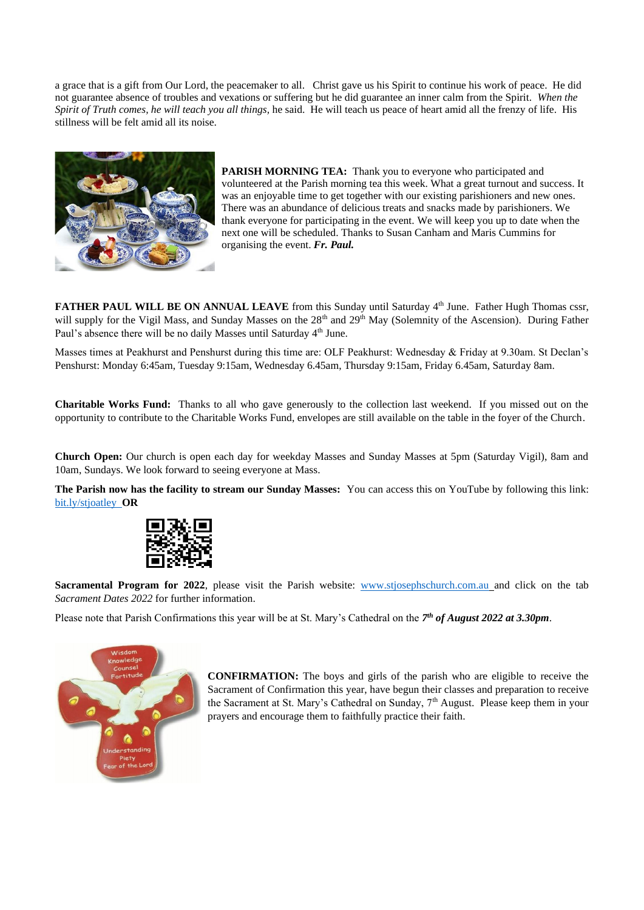a grace that is a gift from Our Lord, the peacemaker to all. Christ gave us his Spirit to continue his work of peace. He did not guarantee absence of troubles and vexations or suffering but he did guarantee an inner calm from the Spirit. *When the Spirit of Truth comes, he will teach you all things,* he said. He will teach us peace of heart amid all the frenzy of life. His stillness will be felt amid all its noise.

**PARISH MORNING TEA:** Thank you to everyone who participated and volunteered at the Parish morning tea this week. What a great turnout and success. It was an enjoyable time to get together with our existing parishioners and new ones. There was an abundance of delicious treats and snacks made by parishioners. We thank everyone for participating in the event. We will keep you up to date when the next one will be scheduled. Thanks to Susan Canham and Maris Cummins for organising the event. ***Fr. Paul.***

**FATHER PAUL WILL BE ON ANNUAL LEAVE** from this Sunday until Saturday 4th June. Father Hugh Thomas cssr, will supply for the Vigil Mass, and Sunday Masses on the 28th and 29th May (Solemnity of the Ascension). During Father Paul's absence there will be no daily Masses until Saturday 4th June.

Masses times at Peakhurst and Penshurst during this time are: OLF Peakhurst: Wednesday & Friday at 9.30am. St Declan's Penshurst: Monday 6:45am, Tuesday 9:15am, Wednesday 6.45am, Thursday 9:15am, Friday 6.45am, Saturday 8am.

**Charitable Works Fund:** Thanks to all who gave generously to the collection last weekend. If you missed out on the opportunity to contribute to the Charitable Works Fund, envelopes are still available on the table in the foyer of the Church.

**Church Open:** Our church is open each day for weekday Masses and Sunday Masses at 5pm (Saturday Vigil), 8am and 10am, Sundays. We look forward to seeing everyone at Mass.

**The Parish now has the facility to stream our Sunday Masses:** You can access this on YouTube by following this link: bit.ly/stjoatley **OR**

**Sacramental Program for 2022**, please visit the Parish website: www.stjosephschurch.com.au and click on the tab *Sacrament Dates 2022* for further information.

Please note that Parish Confirmations this year will be at St. Mary's Cathedral on the ***7th of August 2022 at 3.30pm***.

**CONFIRMATION:** The boys and girls of the parish who are eligible to receive the Sacrament of Confirmation this year, have begun their classes and preparation to receive the Sacrament at St. Mary's Cathedral on Sunday, 7th August. Please keep them in your prayers and encourage them to faithfully practice their faith.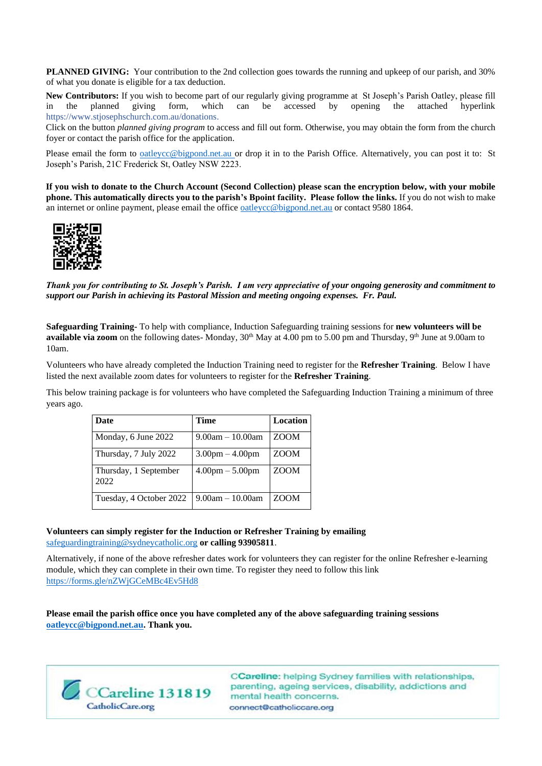**PLANNED GIVING:** Your contribution to the 2nd collection goes towards the running and upkeep of our parish, and 30% of what you donate is eligible for a tax deduction.

**New Contributors:** If you wish to become part of our regularly giving programme at St Joseph's Parish Oatley, please fill in the planned giving form, which can be accessed by opening the attached hyperlink https://www.stjosephschurch.com.au/donations.
Click on the button *planned giving program* to access and fill out form. Otherwise, you may obtain the form from the church foyer or contact the parish office for the application.

Please email the form to oatleycc@bigpond.net.au or drop it in to the Parish Office. Alternatively, you can post it to: St Joseph's Parish, 21C Frederick St, Oatley NSW 2223.

**If you wish to donate to the Church Account (Second Collection) please scan the encryption below, with your mobile phone. This automatically directs you to the parish's Bpoint facility. Please follow the links.** If you do not wish to make an internet or online payment, please email the office oatleycc@bigpond.net.au or contact 9580 1864.

***Thank you for contributing to St. Joseph's Parish. I am very appreciative of your ongoing generosity and commitment to support our Parish in achieving its Pastoral Mission and meeting ongoing expenses. Fr. Paul.***

**Safeguarding Training-** To help with compliance, Induction Safeguarding training sessions for **new volunteers will be available via zoom** on the following dates- Monday, 30th May at 4.00 pm to 5.00 pm and Thursday, 9th June at 9.00am to 10am.

Volunteers who have already completed the Induction Training need to register for the **Refresher Training**. Below I have listed the next available zoom dates for volunteers to register for the **Refresher Training**.

This below training package is for volunteers who have completed the Safeguarding Induction Training a minimum of three years ago.

| Date | Time | Location |
|---|---|---|
| Monday, 6 June 2022 | 9.00am – 10.00am | ZOOM |
| Thursday, 7 July 2022 | 3.00pm – 4.00pm | ZOOM |
| Thursday, 1 September 2022 | 4.00pm – 5.00pm | ZOOM |
| Tuesday, 4 October 2022 | 9.00am – 10.00am | ZOOM |

**Volunteers can simply register for the Induction or Refresher Training by emailing** safeguardingtraining@sydneycatholic.org **or calling 93905811**.

Alternatively, if none of the above refresher dates work for volunteers they can register for the online Refresher e-learning module, which they can complete in their own time. To register they need to follow this link https://forms.gle/nZWjGCeMBc4Ev5Hd8

**Please email the parish office once you have completed any of the above safeguarding training sessions oatleycc@bigpond.net.au. Thank you.**

CCareline 131819
CatholicCare.org

**CCareline:** helping Sydney families with relationships, parenting, ageing services, disability, addictions and mental health concerns.
connect@catholiccare.org